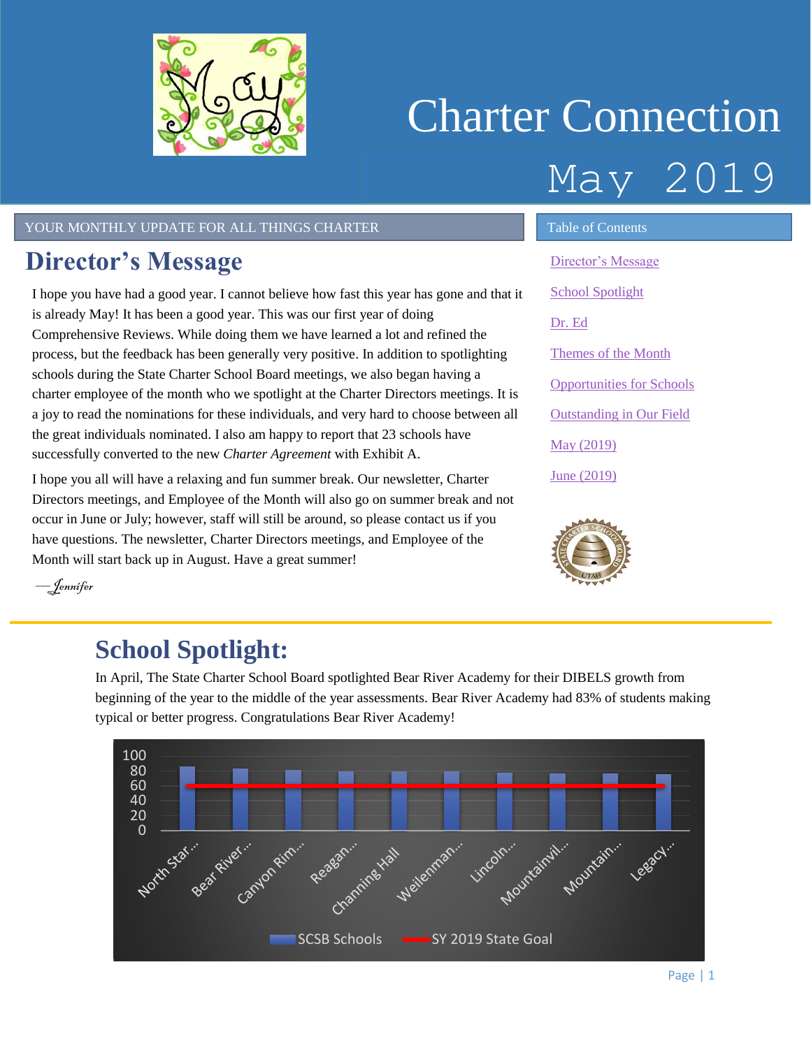# Charter Connection

## May 2019

YOUR MONTHLY UPDATE FOR ALL THINGS CHARTER

## Director's Message

I hope you have had a good year. I cannot believe how fast this year has gone and that it is already May! It has been a good year. This was our first year of doing Comprehensive Reviews. While doing them we have learned a lot and refined the process, but the feedback has been generally very positive. In addition to spotlighting schools during the State Charter School Board meetings, we also began having a charter employee of the month who we spotlight at the Charter Directors meetings. It is a joy to read the nominations for these individuals, and very hard to choose between all the great individuals nominated. I also am happy to report that 23 schools have successfully converted to the new *Charter Agreement* with Exhibit A.

I hope you all will have a relaxing and fun summer break. Our newsletter, Charter Directors meetings, and Employee of the Month will also go on summer break and not occur in June or July; however, staff will still be around, so please contact us if you have questions. The newsletter, Charter Directors meetings, and Employee of the Month will start back up in August. Have a great summer!

—*Jennifer*

**Table of Contents**

- Director's Message
- School Spotlight
- Dr. Ed
- Themes of the Month
- Opportunities for Schools
- Outstanding in Our Field
- May (2019)
- June (2019)

## School Spotlight:

In April, The State Charter School Board spotlighted Bear River Academy for their DIBELS growth from beginning of the year to the middle of the year assessments. Bear River Academy had 83% of students making typical or better progress. Congratulations Bear River Academy!

Chart: SCSB Schools vs. SY 2019 State Goal (state goal line at 60). Schools shown: North Star..., Bear River..., Canyon Rim..., Reagan..., Channing Hall, Weilenman..., Lincoln..., Mountainvil..., Mountain..., Legacy...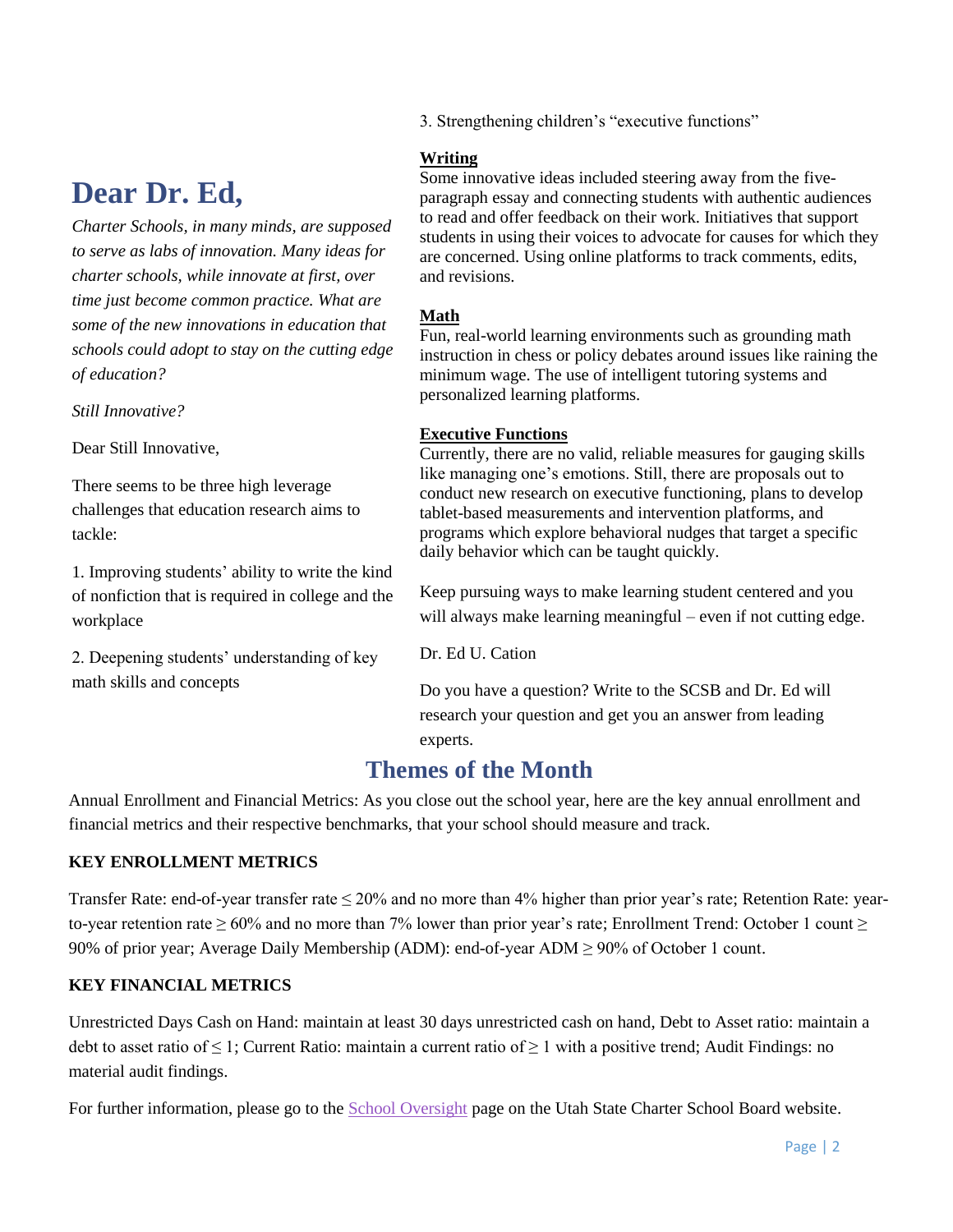# Dear Dr. Ed,

*Charter Schools, in many minds, are supposed to serve as labs of innovation. Many ideas for charter schools, while innovate at first, over time just become common practice. What are some of the new innovations in education that schools could adopt to stay on the cutting edge of education?*

*Still Innovative?*

Dear Still Innovative,

There seems to be three high leverage challenges that education research aims to tackle:

1. Improving students' ability to write the kind of nonfiction that is required in college and the workplace

2. Deepening students' understanding of key math skills and concepts

3. Strengthening children's "executive functions"

**Writing**
Some innovative ideas included steering away from the five-paragraph essay and connecting students with authentic audiences to read and offer feedback on their work. Initiatives that support students in using their voices to advocate for causes for which they are concerned. Using online platforms to track comments, edits, and revisions.

**Math**
Fun, real-world learning environments such as grounding math instruction in chess or policy debates around issues like raining the minimum wage. The use of intelligent tutoring systems and personalized learning platforms.

**Executive Functions**
Currently, there are no valid, reliable measures for gauging skills like managing one's emotions. Still, there are proposals out to conduct new research on executive functioning, plans to develop tablet-based measurements and intervention platforms, and programs which explore behavioral nudges that target a specific daily behavior which can be taught quickly.

Keep pursuing ways to make learning student centered and you will always make learning meaningful – even if not cutting edge.

Dr. Ed U. Cation

Do you have a question? Write to the SCSB and Dr. Ed will research your question and get you an answer from leading experts.

## Themes of the Month

Annual Enrollment and Financial Metrics: As you close out the school year, here are the key annual enrollment and financial metrics and their respective benchmarks, that your school should measure and track.

**KEY ENROLLMENT METRICS**

Transfer Rate: end-of-year transfer rate ≤ 20% and no more than 4% higher than prior year's rate; Retention Rate: year-to-year retention rate ≥ 60% and no more than 7% lower than prior year's rate; Enrollment Trend: October 1 count ≥ 90% of prior year; Average Daily Membership (ADM): end-of-year ADM ≥ 90% of October 1 count.

**KEY FINANCIAL METRICS**

Unrestricted Days Cash on Hand: maintain at least 30 days unrestricted cash on hand, Debt to Asset ratio: maintain a debt to asset ratio of ≤ 1; Current Ratio: maintain a current ratio of ≥ 1 with a positive trend; Audit Findings: no material audit findings.

For further information, please go to the School Oversight page on the Utah State Charter School Board website.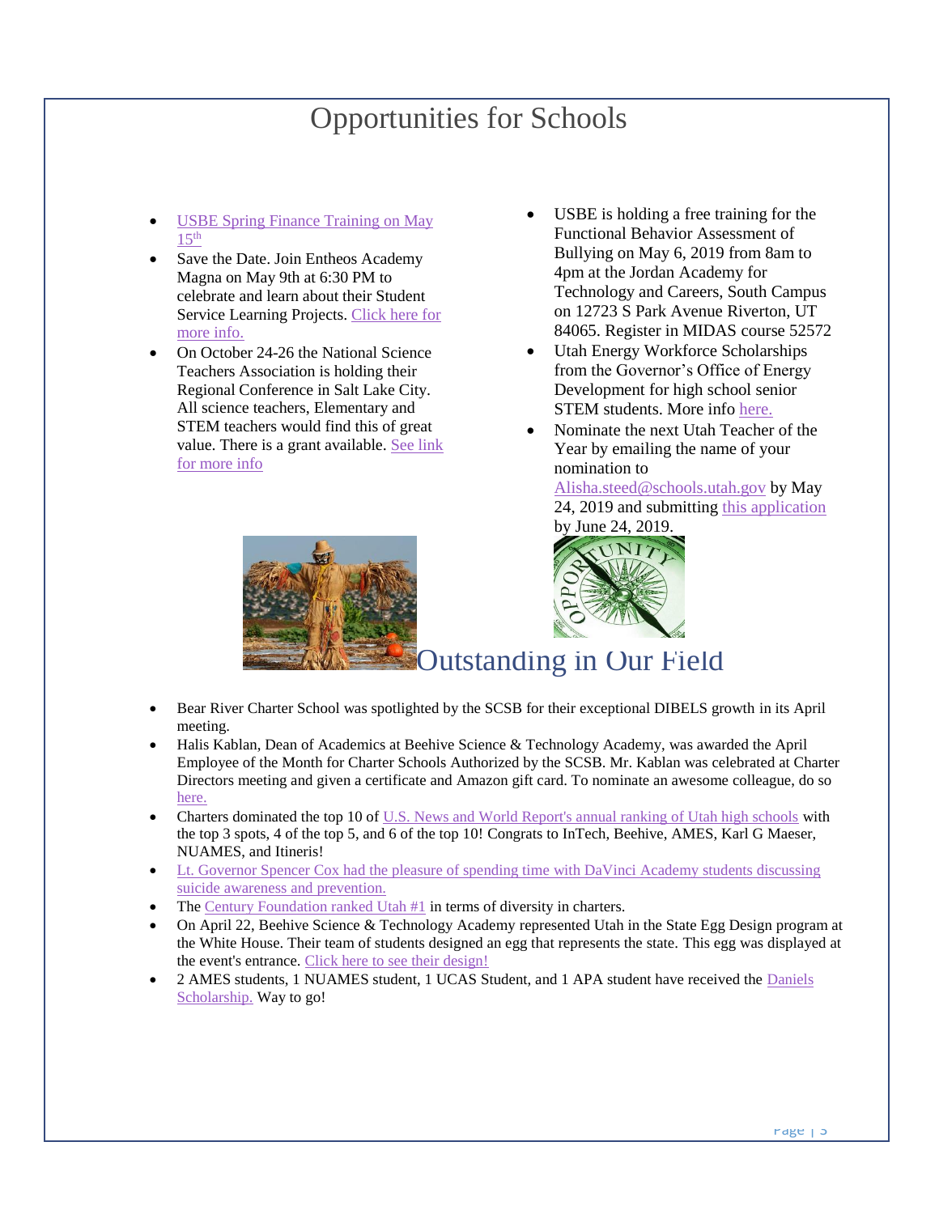# Opportunities for Schools

- [USBE Spring Finance Training on May 15th]
- Save the Date. Join Entheos Academy Magna on May 9th at 6:30 PM to celebrate and learn about their Student Service Learning Projects. Click here for more info.
- On October 24-26 the National Science Teachers Association is holding their Regional Conference in Salt Lake City. All science teachers, Elementary and STEM teachers would find this of great value. There is a grant available. See link for more info
- USBE is holding a free training for the Functional Behavior Assessment of Bullying on May 6, 2019 from 8am to 4pm at the Jordan Academy for Technology and Careers, South Campus on 12723 S Park Avenue Riverton, UT 84065. Register in MIDAS course 52572
- Utah Energy Workforce Scholarships from the Governor's Office of Energy Development for high school senior STEM students. More info here.
- Nominate the next Utah Teacher of the Year by emailing the name of your nomination to Alisha.steed@schools.utah.gov by May 24, 2019 and submitting this application by June 24, 2019.

# Outstanding in Our Field

- Bear River Charter School was spotlighted by the SCSB for their exceptional DIBELS growth in its April meeting.
- Halis Kablan, Dean of Academics at Beehive Science & Technology Academy, was awarded the April Employee of the Month for Charter Schools Authorized by the SCSB. Mr. Kablan was celebrated at Charter Directors meeting and given a certificate and Amazon gift card. To nominate an awesome colleague, do so here.
- Charters dominated the top 10 of U.S. News and World Report's annual ranking of Utah high schools with the top 3 spots, 4 of the top 5, and 6 of the top 10! Congrats to InTech, Beehive, AMES, Karl G Maeser, NUAMES, and Itineris!
- Lt. Governor Spencer Cox had the pleasure of spending time with DaVinci Academy students discussing suicide awareness and prevention.
- The Century Foundation ranked Utah #1 in terms of diversity in charters.
- On April 22, Beehive Science & Technology Academy represented Utah in the State Egg Design program at the White House. Their team of students designed an egg that represents the state. This egg was displayed at the event's entrance. Click here to see their design!
- 2 AMES students, 1 NUAMES student, 1 UCAS Student, and 1 APA student have received the Daniels Scholarship. Way to go!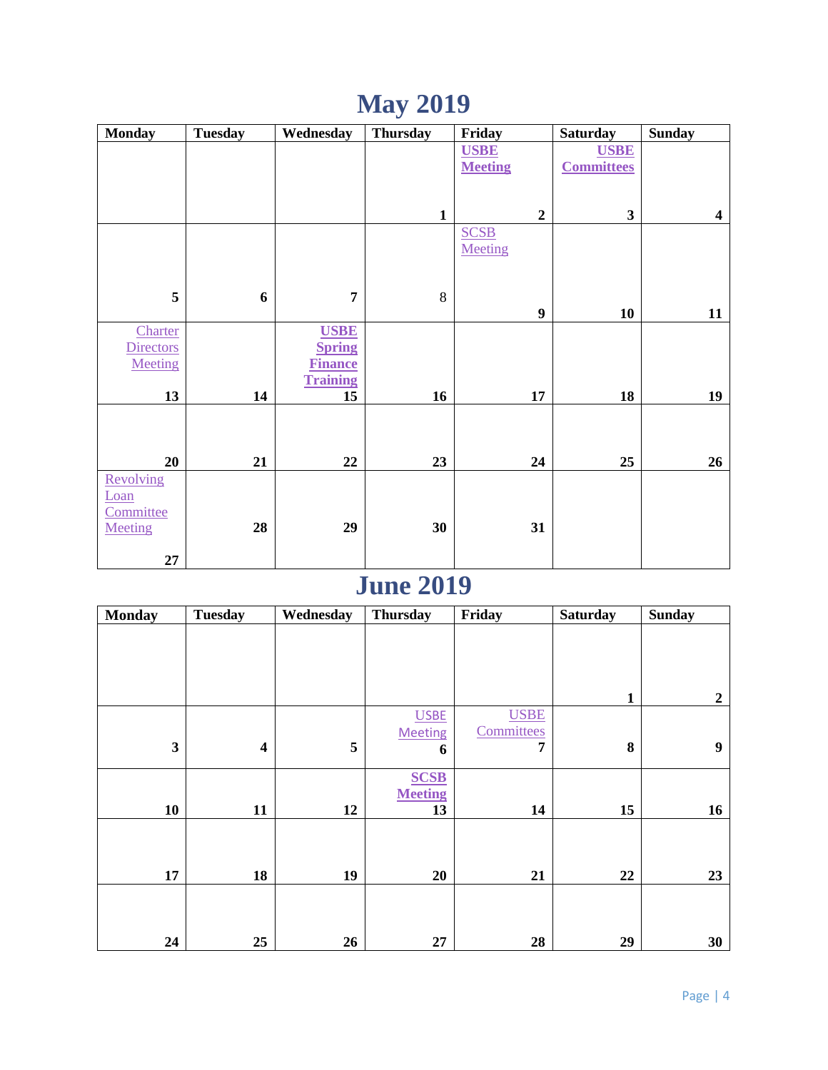# May 2019

| Monday | Tuesday | Wednesday | Thursday | Friday | Saturday | Sunday |
|---|---|---|---|---|---|---|
| | | | 1 | **USBE Meeting** 2 | **USBE Committees** 3 | 4 |
| 5 | 6 | 7 | 8 | SCSB Meeting 9 | 10 | 11 |
| Charter Directors Meeting 13 | 14 | **USBE Spring Finance Training** 15 | 16 | 17 | 18 | 19 |
| 20 | 21 | 22 | 23 | 24 | 25 | 26 |
| Revolving Loan Committee Meeting 27 | 28 | 29 | 30 | 31 | | |

# June 2019

| Monday | Tuesday | Wednesday | Thursday | Friday | Saturday | Sunday |
|---|---|---|---|---|---|---|
| | | | | | 1 | 2 |
| 3 | 4 | 5 | USBE Meeting 6 | USBE Committees 7 | 8 | 9 |
| 10 | 11 | 12 | **SCSB Meeting** 13 | 14 | 15 | 16 |
| 17 | 18 | 19 | 20 | 21 | 22 | 23 |
| 24 | 25 | 26 | 27 | 28 | 29 | 30 |